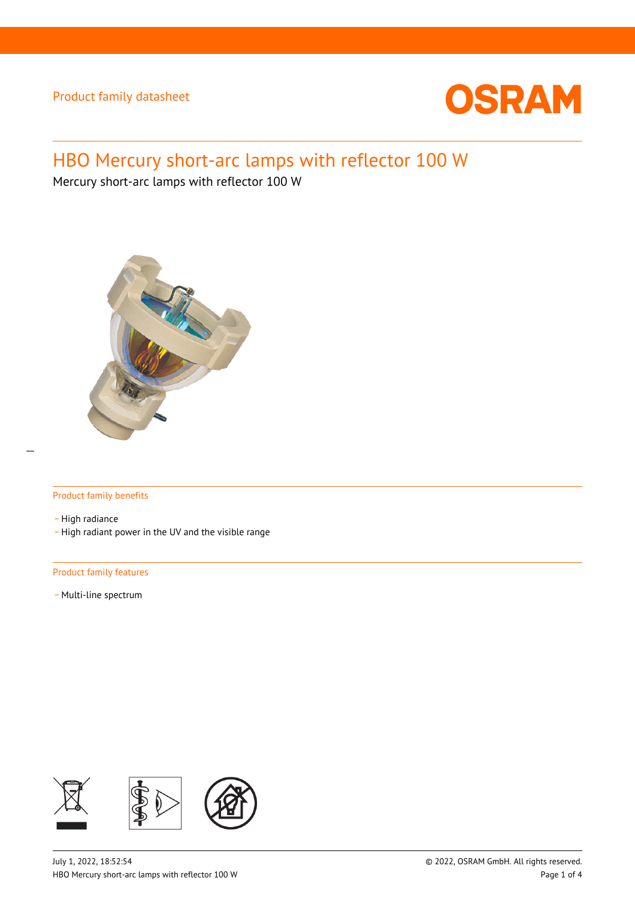Product family datasheet

# HBO Mercury short-arc lamps with reflector 100 W

Mercury short-arc lamps with reflector 100 W

## Product family benefits

- High radiance
- High radiant power in the UV and the visible range

## Product family features

- Multi-line spectrum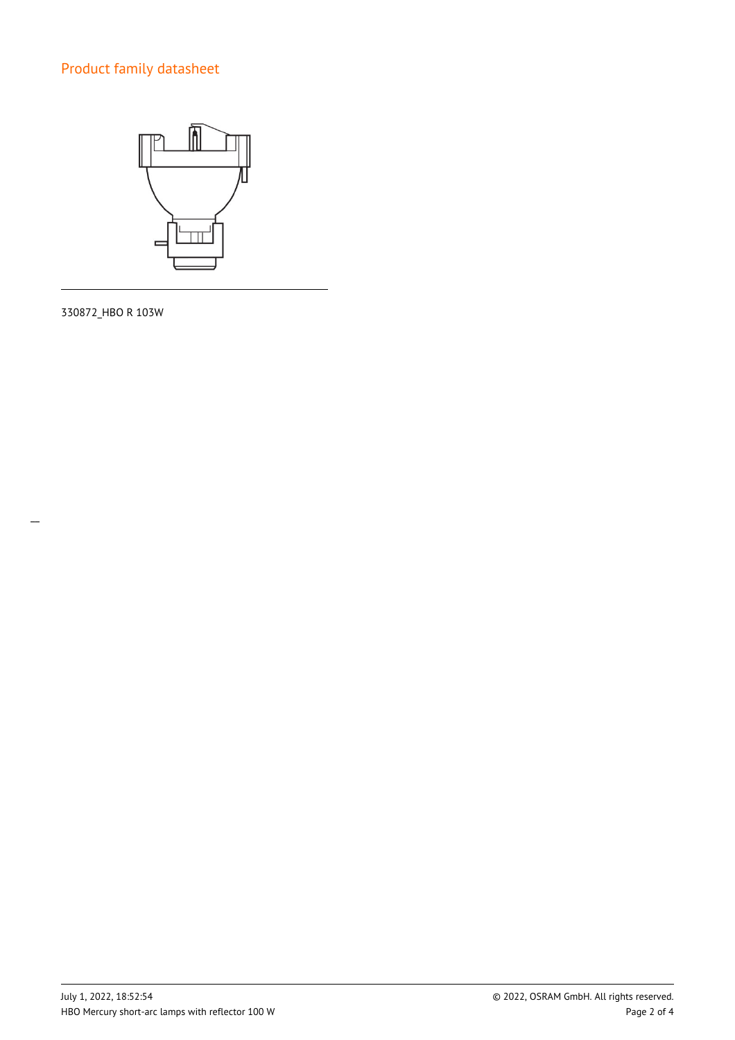## Product family datasheet

330872_HBO R 103W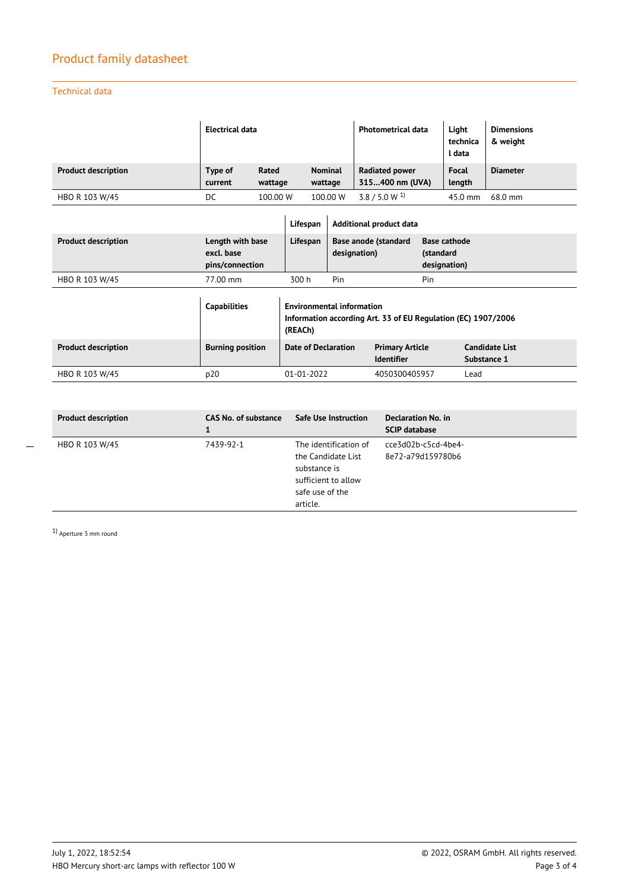## Product family datasheet

### Technical data

| | Electrical data | | | Photometrical data | Light technical data | Dimensions & weight |
|---|---|---|---|---|---|---|
| **Product description** | **Type of current** | **Rated wattage** | **Nominal wattage** | **Radiated power 315…400 nm (UVA)** | **Focal length** | **Diameter** |
| HBO R 103 W/45 | DC | 100.00 W | 100.00 W | 3.8 / 5.0 W [1] | 45.0 mm | 68.0 mm |

| | | Lifespan | Additional product data | |
|---|---|---|---|---|
| **Product description** | **Length with base excl. base pins/connection** | **Lifespan** | **Base anode (standard designation)** | **Base cathode (standard designation)** |
| HBO R 103 W/45 | 77.00 mm | 300 h | Pin | Pin |

| | Capabilities | Environmental information Information according Art. 33 of EU Regulation (EC) 1907/2006 (REACh) | | |
|---|---|---|---|---|
| **Product description** | **Burning position** | **Date of Declaration** | **Primary Article Identifier** | **Candidate List Substance 1** |
| HBO R 103 W/45 | p20 | 01-01-2022 | 4050300405957 | Lead |

| Product description | CAS No. of substance 1 | Safe Use Instruction | Declaration No. in SCIP database |
|---|---|---|---|
| HBO R 103 W/45 | 7439-92-1 | The identification of the Candidate List substance is sufficient to allow safe use of the article. | cce3d02b-c5cd-4be4-8e72-a79d159780b6 |

[1] Aperture 3 mm round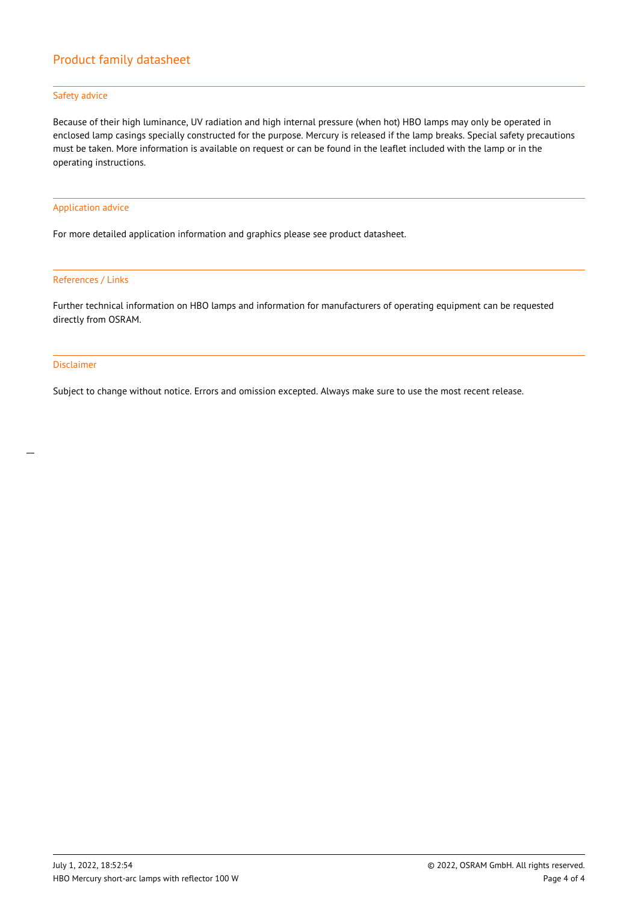## Safety advice

Because of their high luminance, UV radiation and high internal pressure (when hot) HBO lamps may only be operated in enclosed lamp casings specially constructed for the purpose. Mercury is released if the lamp breaks. Special safety precautions must be taken. More information is available on request or can be found in the leaflet included with the lamp or in the operating instructions.

## Application advice

For more detailed application information and graphics please see product datasheet.

## References / Links

Further technical information on HBO lamps and information for manufacturers of operating equipment can be requested directly from OSRAM.

## Disclaimer

Subject to change without notice. Errors and omission excepted. Always make sure to use the most recent release.